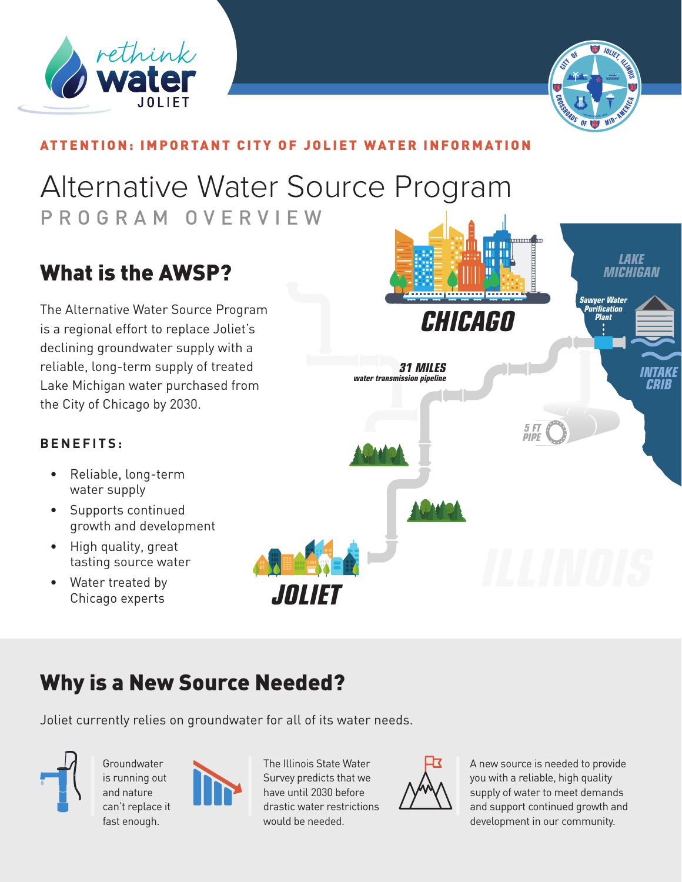**ATTENTION: IMPORTANT CITY OF JOLIET WATER INFORMATION**

# Alternative Water Source Program

PROGRAM OVERVIEW

## What is the AWSP?

The Alternative Water Source Program is a regional effort to replace Joliet's declining groundwater supply with a reliable, long-term supply of treated Lake Michigan water purchased from the City of Chicago by 2030.

**BENEFITS:**

- Reliable, long-term water supply
- Supports continued growth and development
- High quality, great tasting source water
- Water treated by Chicago experts

CHICAGO

LAKE MICHIGAN

Sawyer Water Purification Plant

31 MILES water transmission pipeline

INTAKE CRIB

5 FT PIPE

JOLIET

ILLINOIS

## Why is a New Source Needed?

Joliet currently relies on groundwater for all of its water needs.

Groundwater is running out and nature can't replace it fast enough.

The Illinois State Water Survey predicts that we have until 2030 before drastic water restrictions would be needed.

A new source is needed to provide you with a reliable, high quality supply of water to meet demands and support continued growth and development in our community.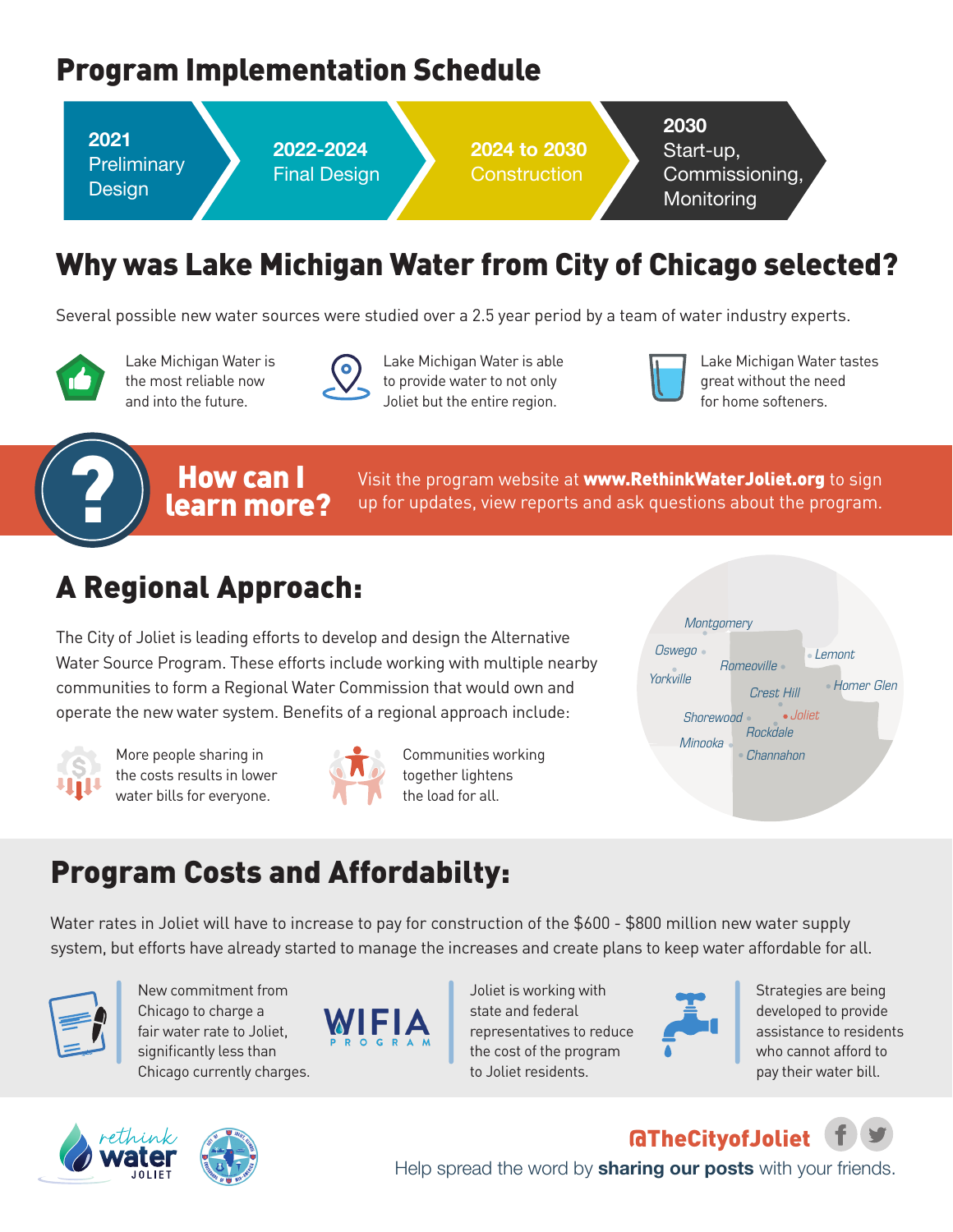## Program Implementation Schedule

- **2021** Preliminary Design
- **2022-2024** Final Design
- **2024 to 2030** Construction
- **2030** Start-up, Commissioning, Monitoring

## Why was Lake Michigan Water from City of Chicago selected?

Several possible new water sources were studied over a 2.5 year period by a team of water industry experts.

- Lake Michigan Water is the most reliable now and into the future.
- Lake Michigan Water is able to provide water to not only Joliet but the entire region.
- Lake Michigan Water tastes great without the need for home softeners.

## How can I learn more?

Visit the program website at **www.RethinkWaterJoliet.org** to sign up for updates, view reports and ask questions about the program.

## A Regional Approach:

The City of Joliet is leading efforts to develop and design the Alternative Water Source Program. These efforts include working with multiple nearby communities to form a Regional Water Commission that would own and operate the new water system. Benefits of a regional approach include:

- More people sharing in the costs results in lower water bills for everyone.
- Communities working together lightens the load for all.

Montgomery
Oswego
Romeoville
Lemont
Yorkville
Homer Glen
Crest Hill
Shorewood
Joliet
Rockdale
Minooka
Channahon

## Program Costs and Affordabilty:

Water rates in Joliet will have to increase to pay for construction of the $600 - $800 million new water supply system, but efforts have already started to manage the increases and create plans to keep water affordable for all.

- New commitment from Chicago to charge a fair water rate to Joliet, significantly less than Chicago currently charges.
- WIFIA PROGRAM — Joliet is working with state and federal representatives to reduce the cost of the program to Joliet residents.
- Strategies are being developed to provide assistance to residents who cannot afford to pay their water bill.

rethink water JOLIET

**@TheCityofJoliet**

Help spread the word by **sharing our posts** with your friends.